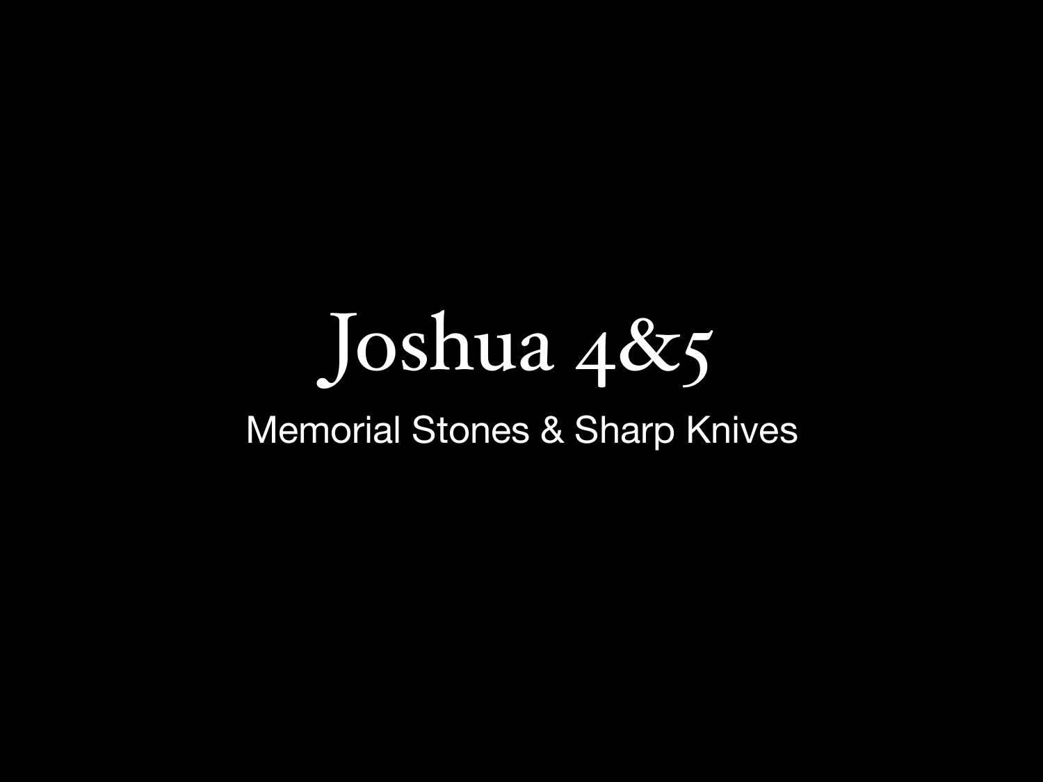# Joshua 4&5

Memorial Stones & Sharp Knives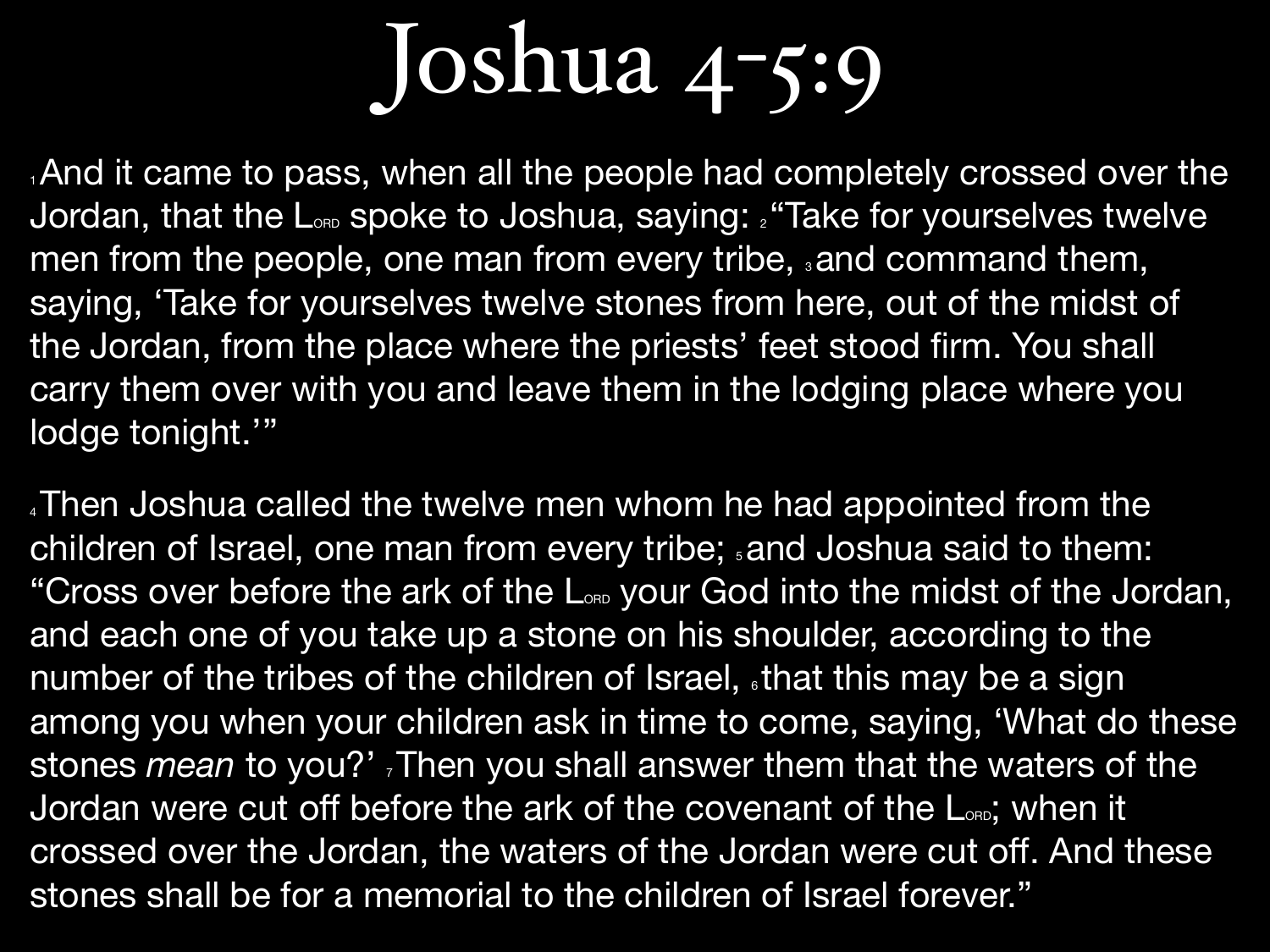# Joshua 4-5:9

[1] And it came to pass, when all the people had completely crossed over the Jordan, that the LORD spoke to Joshua, saying: [2] "Take for yourselves twelve men from the people, one man from every tribe, [3] and command them, saying, 'Take for yourselves twelve stones from here, out of the midst of the Jordan, from the place where the priests' feet stood firm. You shall carry them over with you and leave them in the lodging place where you lodge tonight.'"

[4] Then Joshua called the twelve men whom he had appointed from the children of Israel, one man from every tribe; [5] and Joshua said to them: "Cross over before the ark of the LORD your God into the midst of the Jordan, and each one of you take up a stone on his shoulder, according to the number of the tribes of the children of Israel, [6] that this may be a sign among you when your children ask in time to come, saying, 'What do these stones *mean* to you?' [7] Then you shall answer them that the waters of the Jordan were cut off before the ark of the covenant of the LORD; when it crossed over the Jordan, the waters of the Jordan were cut off. And these stones shall be for a memorial to the children of Israel forever."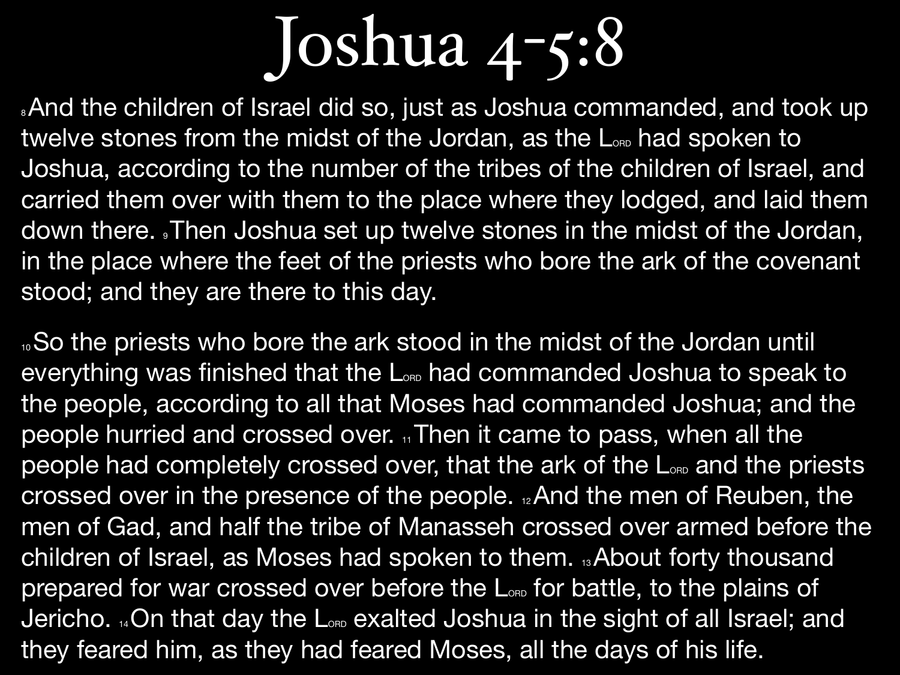# Joshua 4-5:8

[8] And the children of Israel did so, just as Joshua commanded, and took up twelve stones from the midst of the Jordan, as the LORD had spoken to Joshua, according to the number of the tribes of the children of Israel, and carried them over with them to the place where they lodged, and laid them down there. [9] Then Joshua set up twelve stones in the midst of the Jordan, in the place where the feet of the priests who bore the ark of the covenant stood; and they are there to this day.

[10] So the priests who bore the ark stood in the midst of the Jordan until everything was finished that the LORD had commanded Joshua to speak to the people, according to all that Moses had commanded Joshua; and the people hurried and crossed over. [11] Then it came to pass, when all the people had completely crossed over, that the ark of the LORD and the priests crossed over in the presence of the people. [12] And the men of Reuben, the men of Gad, and half the tribe of Manasseh crossed over armed before the children of Israel, as Moses had spoken to them. [13] About forty thousand prepared for war crossed over before the LORD for battle, to the plains of Jericho. [14] On that day the LORD exalted Joshua in the sight of all Israel; and they feared him, as they had feared Moses, all the days of his life.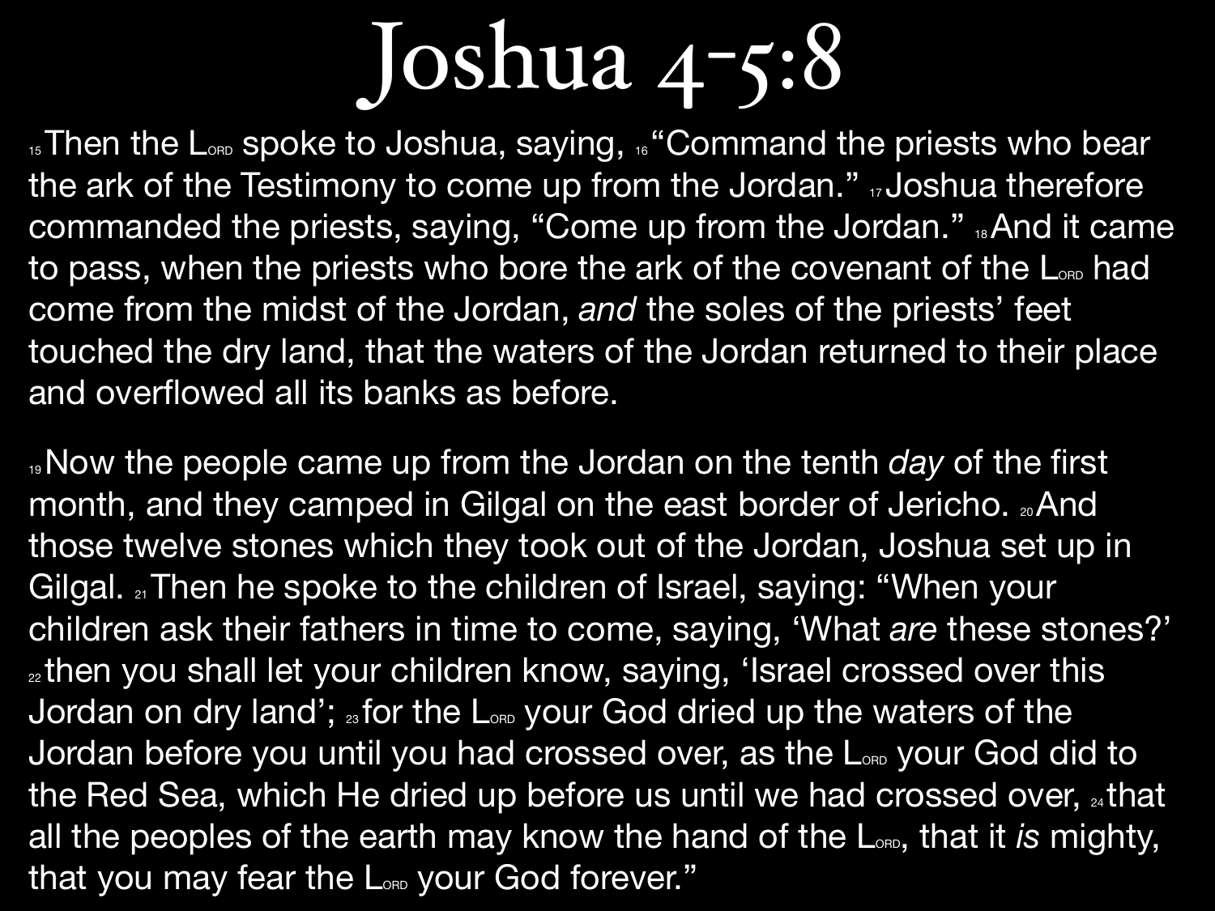# Joshua 4-5:8

[15]Then the LORD spoke to Joshua, saying, [16]"Command the priests who bear the ark of the Testimony to come up from the Jordan." [17]Joshua therefore commanded the priests, saying, "Come up from the Jordan." [18]And it came to pass, when the priests who bore the ark of the covenant of the LORD had come from the midst of the Jordan, *and* the soles of the priests' feet touched the dry land, that the waters of the Jordan returned to their place and overflowed all its banks as before.

[19]Now the people came up from the Jordan on the tenth *day* of the first month, and they camped in Gilgal on the east border of Jericho. [20]And those twelve stones which they took out of the Jordan, Joshua set up in Gilgal. [21]Then he spoke to the children of Israel, saying: "When your children ask their fathers in time to come, saying, 'What *are* these stones?' [22]then you shall let your children know, saying, 'Israel crossed over this Jordan on dry land'; [23]for the LORD your God dried up the waters of the Jordan before you until you had crossed over, as the LORD your God did to the Red Sea, which He dried up before us until we had crossed over, [24]that all the peoples of the earth may know the hand of the LORD, that it *is* mighty, that you may fear the LORD your God forever."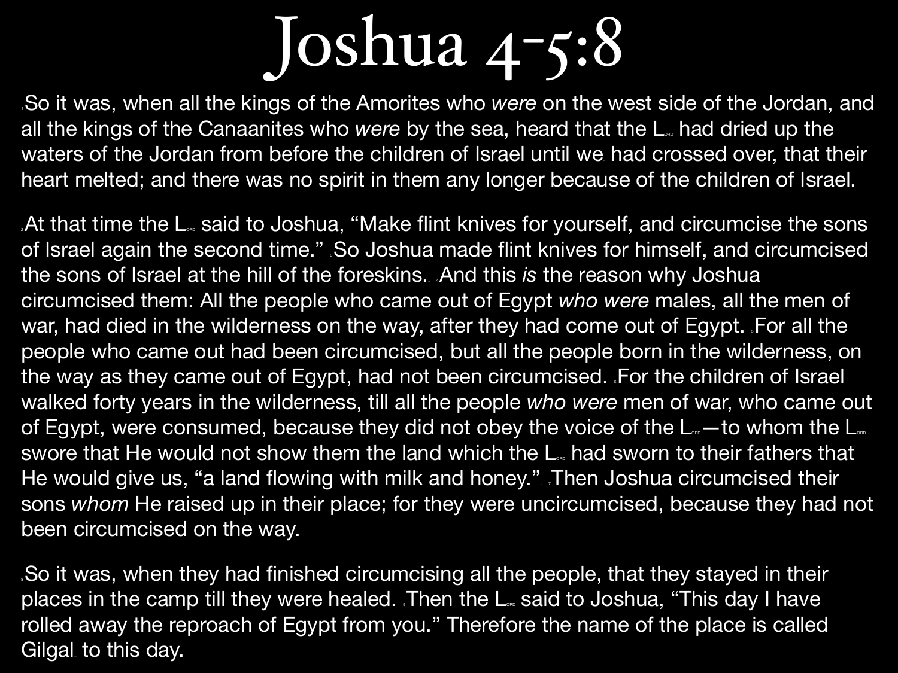# Joshua 4-5:8

[1]So it was, when all the kings of the Amorites who *were* on the west side of the Jordan, and all the kings of the Canaanites who *were* by the sea, heard that the LORD had dried up the waters of the Jordan from before the children of Israel until we had crossed over, that their heart melted; and there was no spirit in them any longer because of the children of Israel.

[2]At that time the LORD said to Joshua, “Make flint knives for yourself, and circumcise the sons of Israel again the second time.” [3]So Joshua made flint knives for himself, and circumcised the sons of Israel at the hill of the foreskins. [4]And this *is* the reason why Joshua circumcised them: All the people who came out of Egypt *who were* males, all the men of war, had died in the wilderness on the way, after they had come out of Egypt. [5]For all the people who came out had been circumcised, but all the people born in the wilderness, on the way as they came out of Egypt, had not been circumcised. [6]For the children of Israel walked forty years in the wilderness, till all the people *who were* men of war, who came out of Egypt, were consumed, because they did not obey the voice of the LORD—to whom the LORD swore that He would not show them the land which the LORD had sworn to their fathers that He would give us, “a land flowing with milk and honey.” [7]Then Joshua circumcised their sons *whom* He raised up in their place; for they were uncircumcised, because they had not been circumcised on the way.

[8]So it was, when they had finished circumcising all the people, that they stayed in their places in the camp till they were healed. [9]Then the LORD said to Joshua, “This day I have rolled away the reproach of Egypt from you.” Therefore the name of the place is called Gilgal to this day.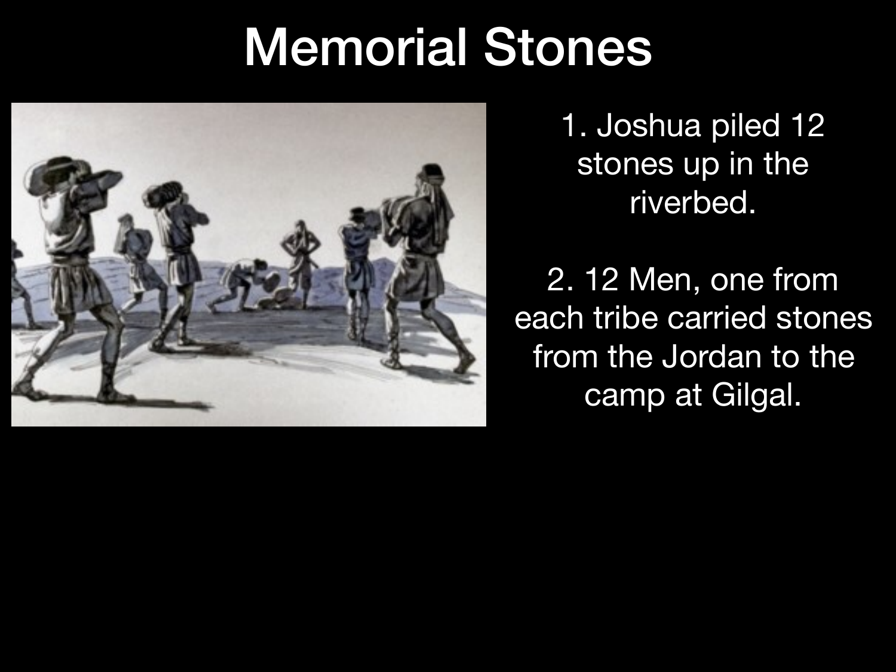# Memorial Stones

1. Joshua piled 12 stones up in the riverbed.

2. 12 Men, one from each tribe carried stones from the Jordan to the camp at Gilgal.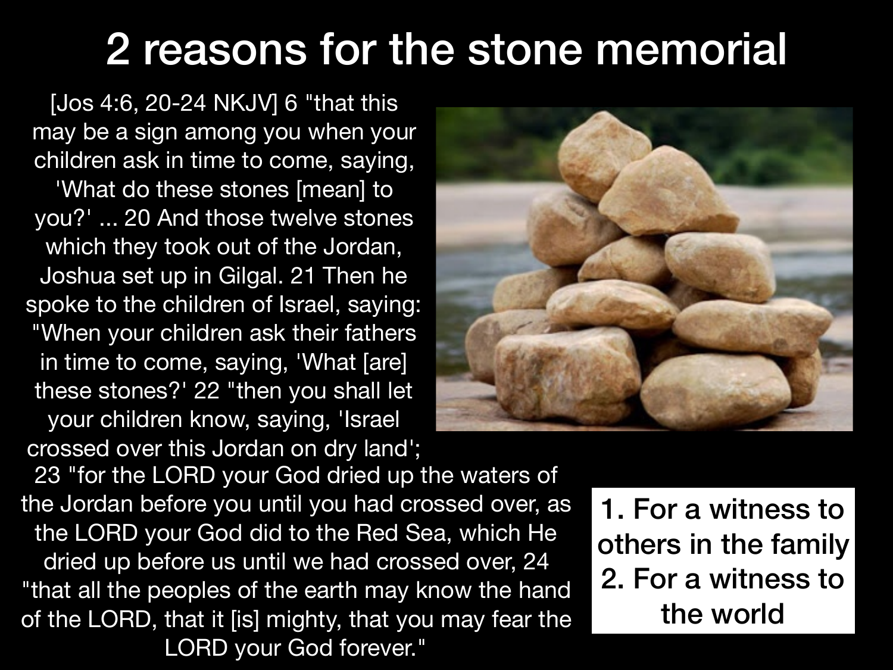# 2 reasons for the stone memorial

[Jos 4:6, 20-24 NKJV] 6 "that this may be a sign among you when your children ask in time to come, saying, 'What do these stones [mean] to you?' ... 20 And those twelve stones which they took out of the Jordan, Joshua set up in Gilgal. 21 Then he spoke to the children of Israel, saying: "When your children ask their fathers in time to come, saying, 'What [are] these stones?' 22 "then you shall let your children know, saying, 'Israel crossed over this Jordan on dry land'; 23 "for the LORD your God dried up the waters of the Jordan before you until you had crossed over, as the LORD your God did to the Red Sea, which He dried up before us until we had crossed over, 24 "that all the peoples of the earth may know the hand of the LORD, that it [is] mighty, that you may fear the LORD your God forever."

1. For a witness to others in the family
2. For a witness to the world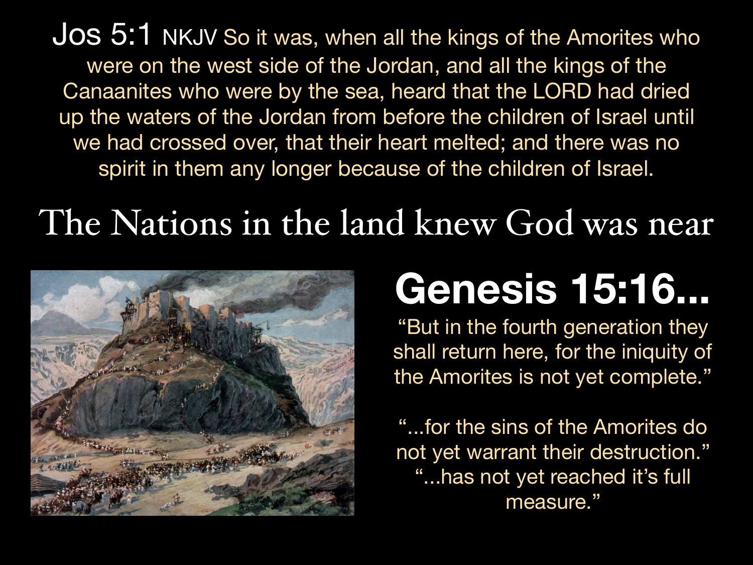Jos 5:1 NKJV So it was, when all the kings of the Amorites who were on the west side of the Jordan, and all the kings of the Canaanites who were by the sea, heard that the LORD had dried up the waters of the Jordan from before the children of Israel until we had crossed over, that their heart melted; and there was no spirit in them any longer because of the children of Israel.

# The Nations in the land knew God was near

## Genesis 15:16...

“But in the fourth generation they shall return here, for the iniquity of the Amorites is not yet complete.”

“...for the sins of the Amorites do not yet warrant their destruction.”
“...has not yet reached it’s full measure.”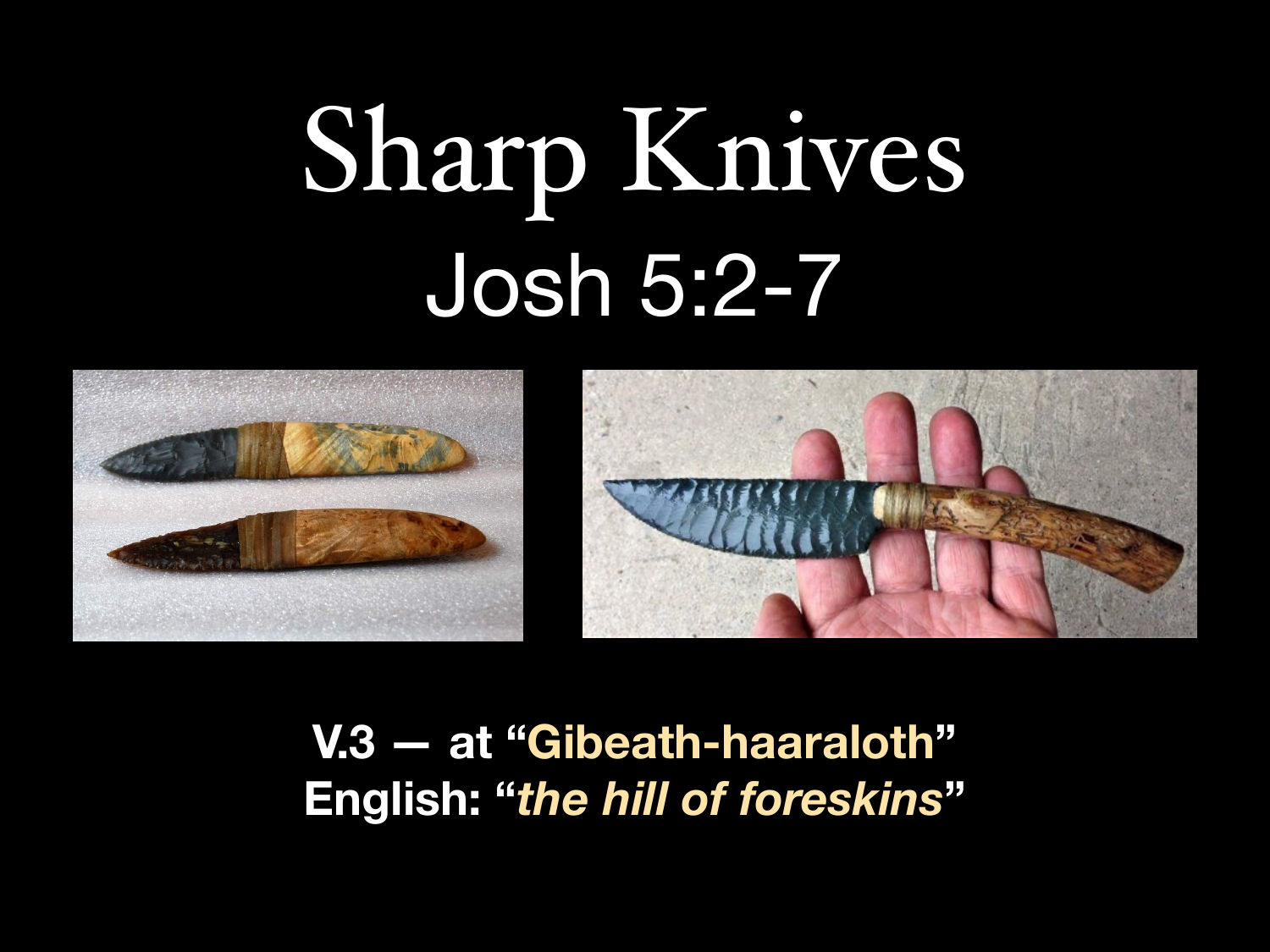# Sharp Knives

## Josh 5:2-7

**V.3 — at "Gibeath-haaraloth"**
**English: "*the hill of foreskins*"**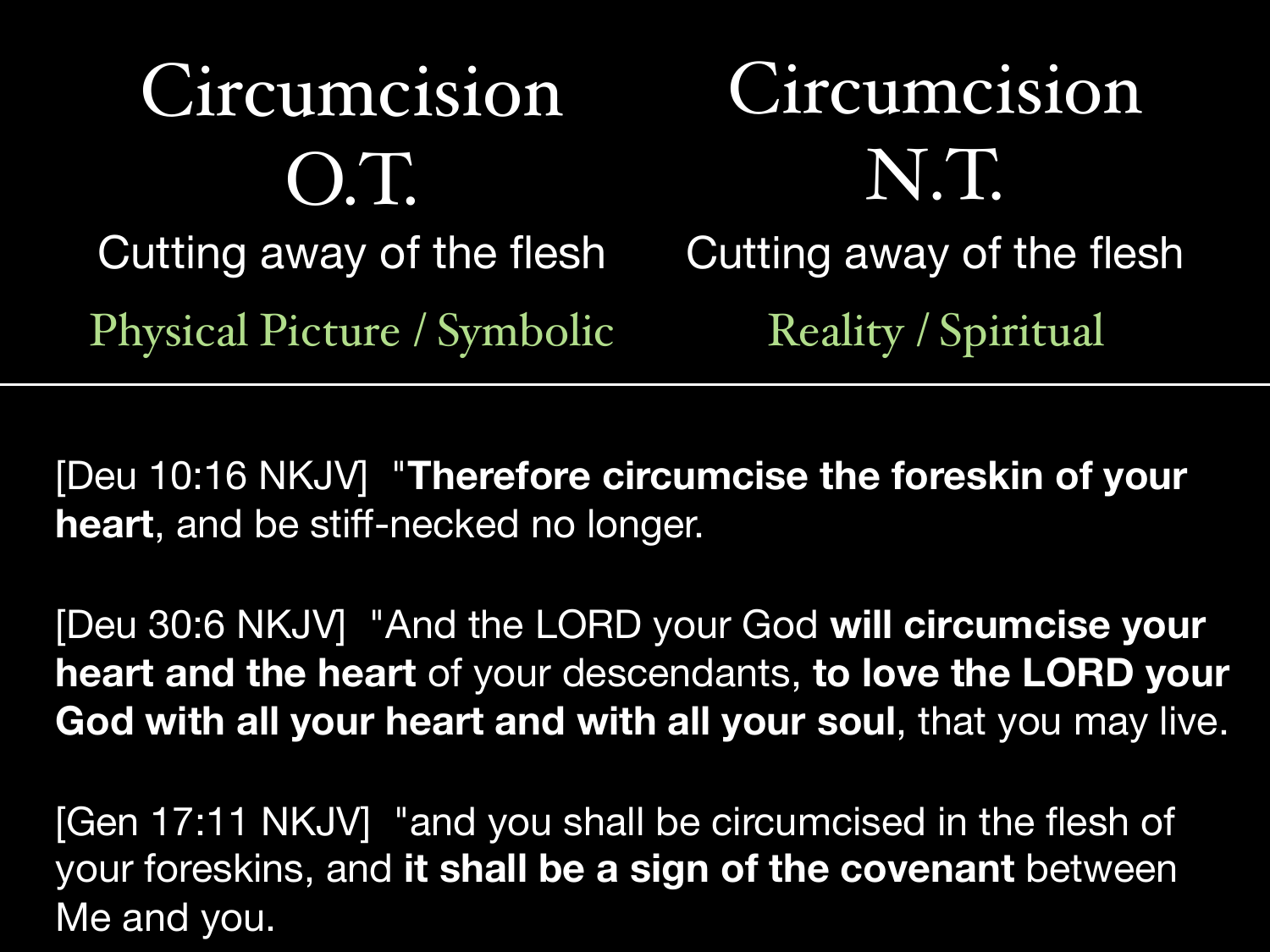| Circumcision O.T. | Circumcision N.T. |
| --- | --- |
| Cutting away of the flesh | Cutting away of the flesh |
| Physical Picture / Symbolic | Reality / Spiritual |

---

[Deu 10:16 NKJV] "**Therefore circumcise the foreskin of your heart**, and be stiff-necked no longer.

[Deu 30:6 NKJV] "And the LORD your God **will circumcise your heart and the heart** of your descendants, **to love the LORD your God with all your heart and with all your soul**, that you may live.

[Gen 17:11 NKJV] "and you shall be circumcised in the flesh of your foreskins, and **it shall be a sign of the covenant** between Me and you.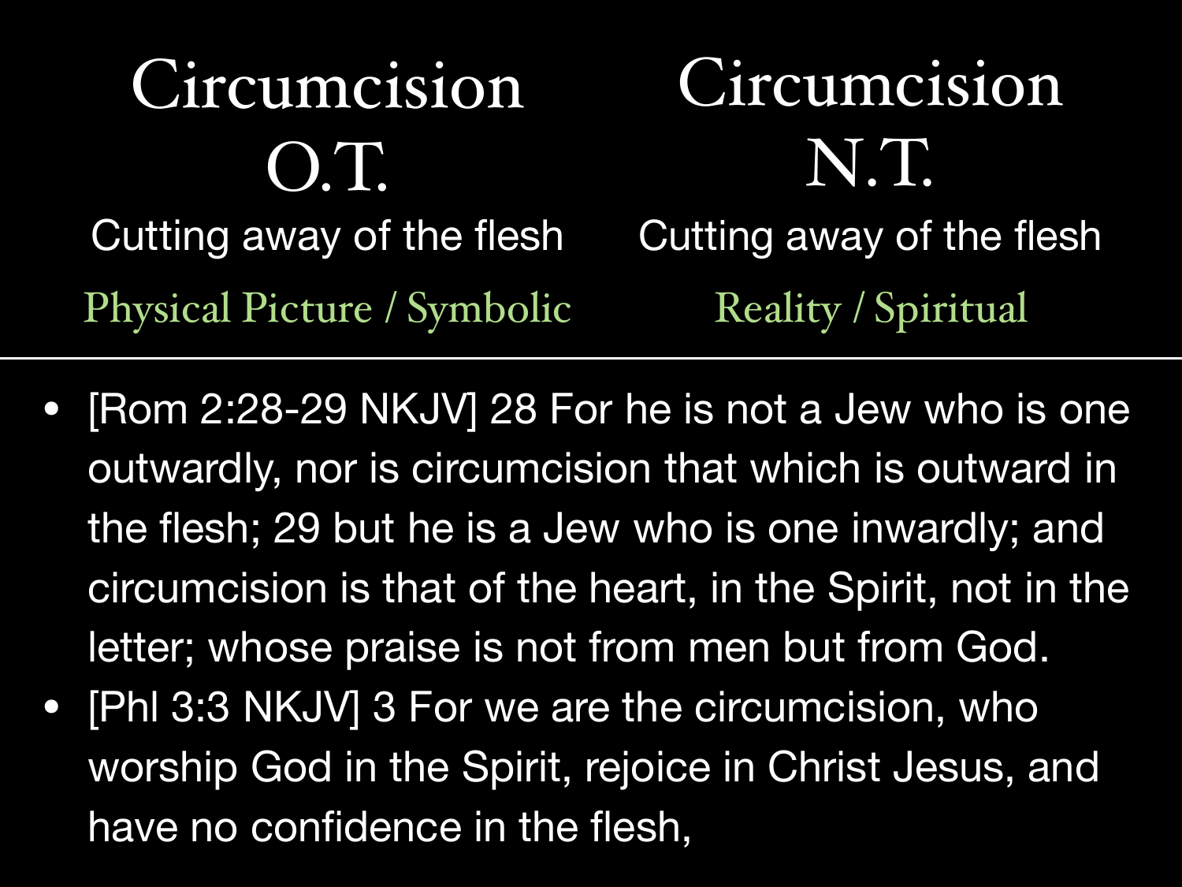| Circumcision O.T. | Circumcision N.T. |
| --- | --- |
| Cutting away of the flesh | Cutting away of the flesh |
| Physical Picture / Symbolic | Reality / Spiritual |

---

- [Rom 2:28-29 NKJV] 28 For he is not a Jew who is one outwardly, nor is circumcision that which is outward in the flesh; 29 but he is a Jew who is one inwardly; and circumcision is that of the heart, in the Spirit, not in the letter; whose praise is not from men but from God.
- [Phl 3:3 NKJV] 3 For we are the circumcision, who worship God in the Spirit, rejoice in Christ Jesus, and have no confidence in the flesh,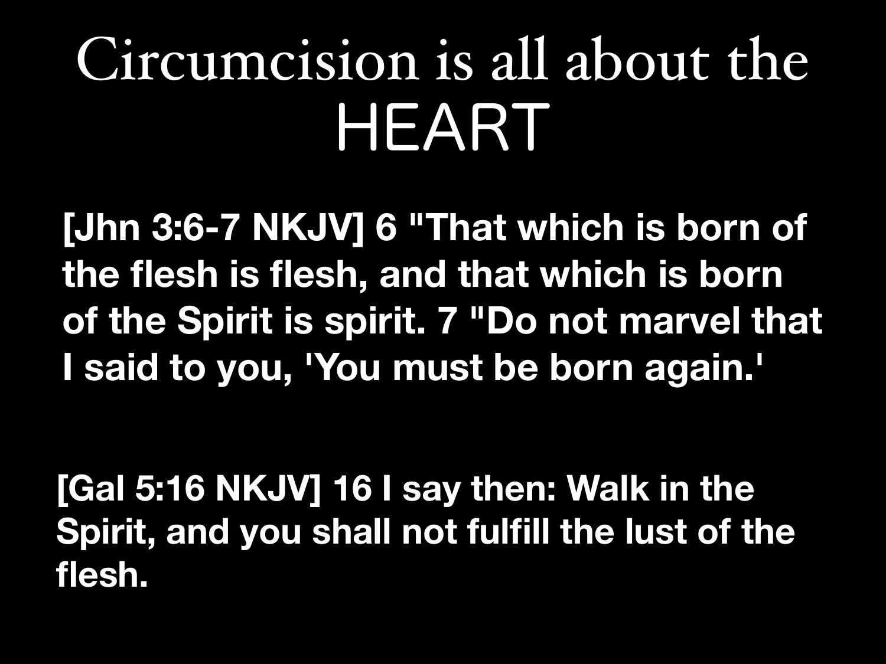# Circumcision is all about the HEART

**[Jhn 3:6-7 NKJV] 6 "That which is born of the flesh is flesh, and that which is born of the Spirit is spirit. 7 "Do not marvel that I said to you, 'You must be born again.'**

**[Gal 5:16 NKJV] 16 I say then: Walk in the Spirit, and you shall not fulfill the lust of the flesh.**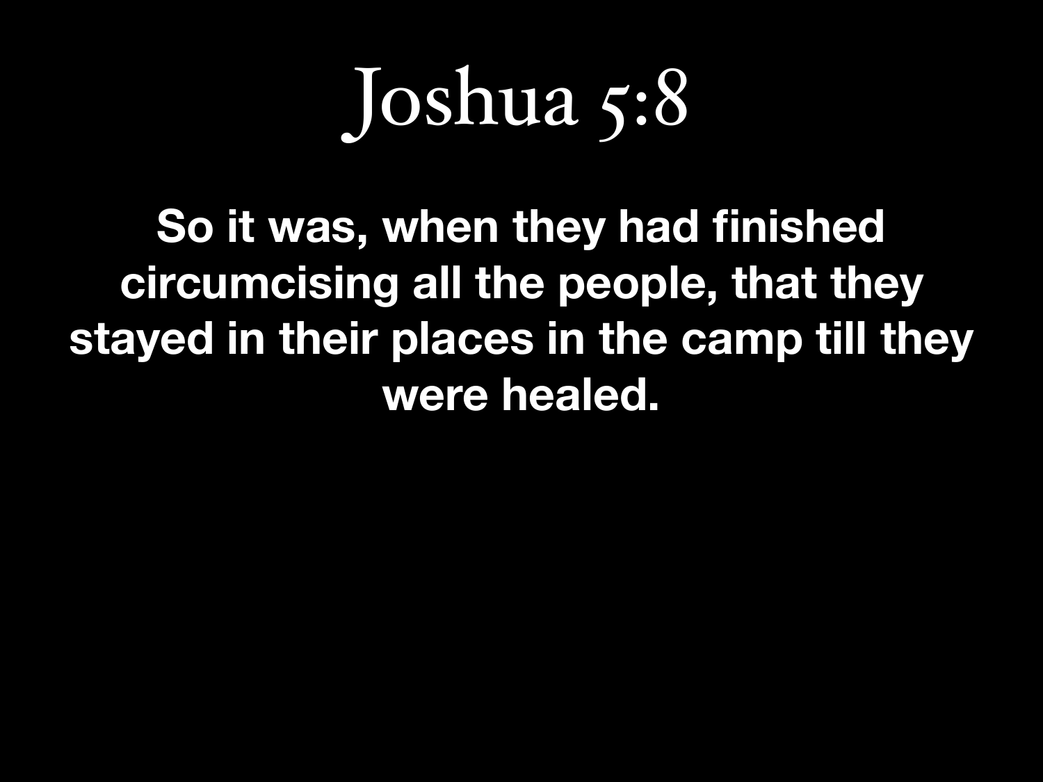# Joshua 5:8

**So it was, when they had finished circumcising all the people, that they stayed in their places in the camp till they were healed.**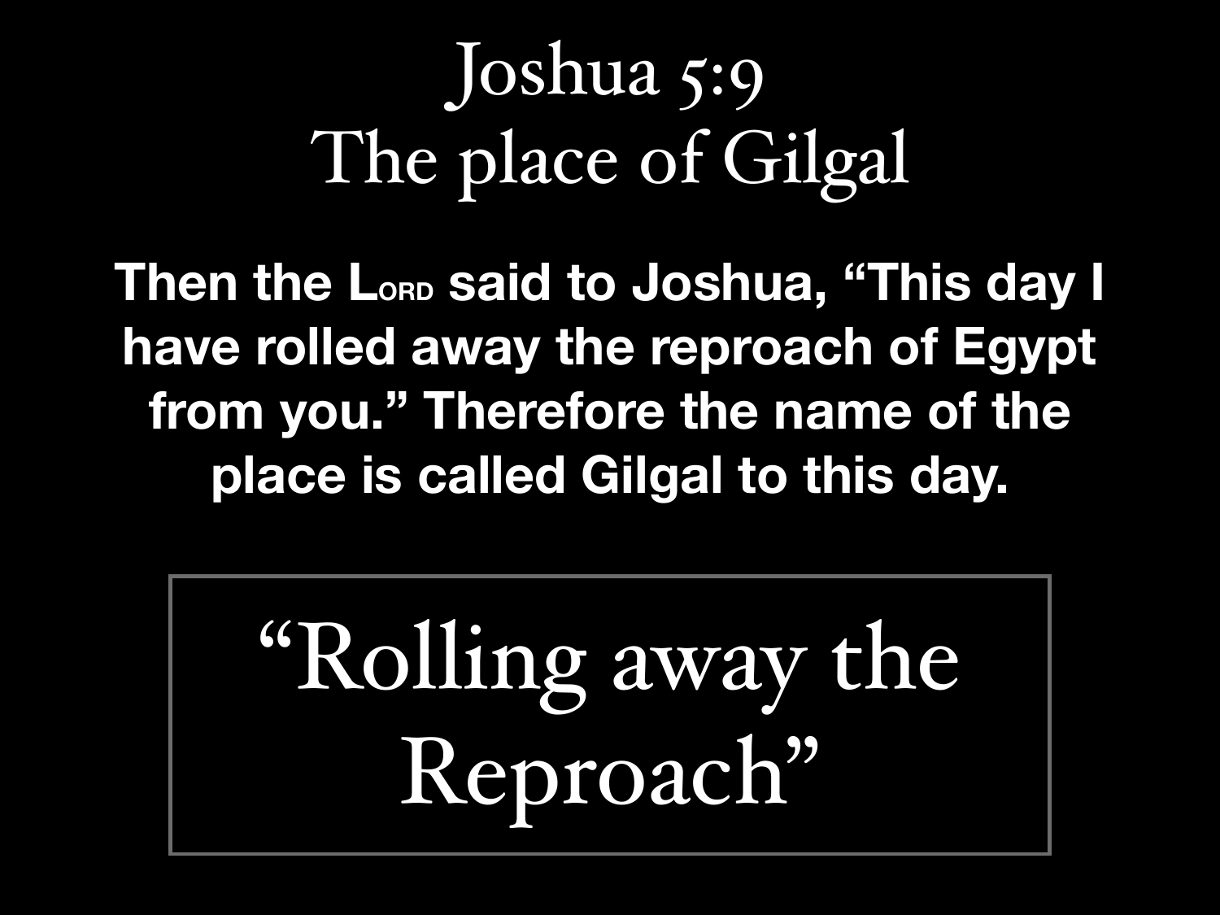# Joshua 5:9
# The place of Gilgal

**Then the LORD said to Joshua, “This day I have rolled away the reproach of Egypt from you.” Therefore the name of the place is called Gilgal to this day.**

“Rolling away the Reproach”